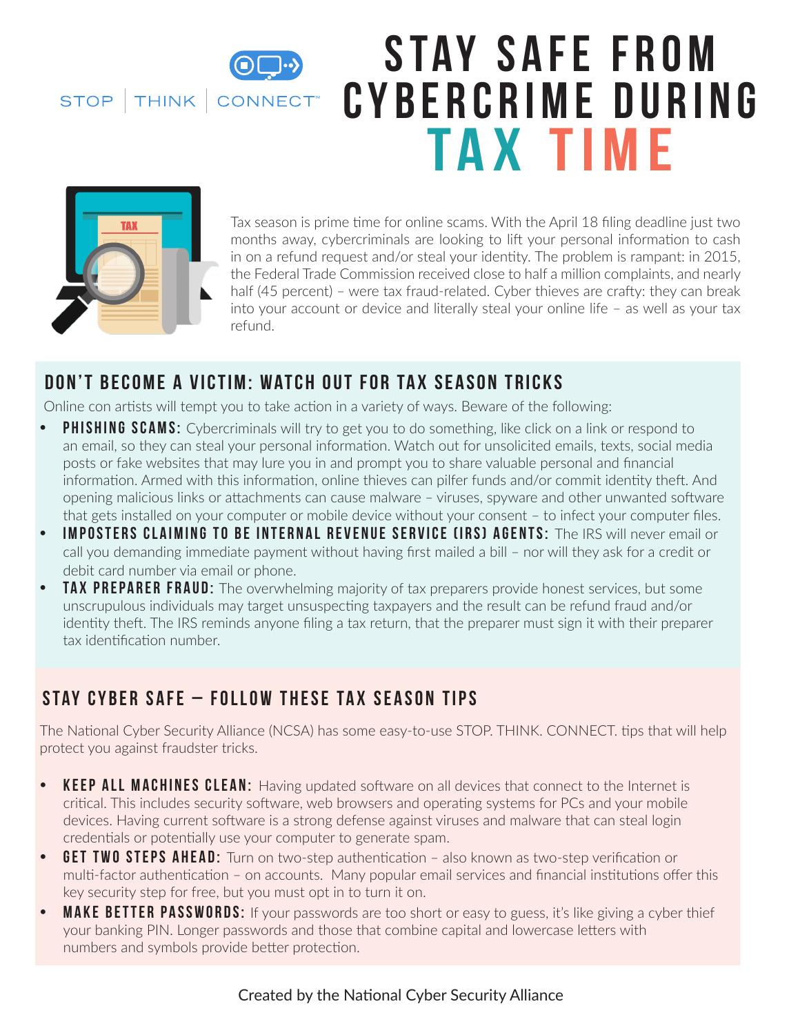STOP | THINK | CONNECT™

# STAY SAFE FROM CYBERCRIME DURING TAX TIME

Tax season is prime time for online scams. With the April 18 filing deadline just two months away, cybercriminals are looking to lift your personal information to cash in on a refund request and/or steal your identity. The problem is rampant: in 2015, the Federal Trade Commission received close to half a million complaints, and nearly half (45 percent) – were tax fraud-related. Cyber thieves are crafty: they can break into your account or device and literally steal your online life – as well as your tax refund.

## DON'T BECOME A VICTIM: WATCH OUT FOR TAX SEASON TRICKS

Online con artists will tempt you to take action in a variety of ways. Beware of the following:

- **PHISHING SCAMS:** Cybercriminals will try to get you to do something, like click on a link or respond to an email, so they can steal your personal information. Watch out for unsolicited emails, texts, social media posts or fake websites that may lure you in and prompt you to share valuable personal and financial information. Armed with this information, online thieves can pilfer funds and/or commit identity theft. And opening malicious links or attachments can cause malware – viruses, spyware and other unwanted software that gets installed on your computer or mobile device without your consent – to infect your computer files.
- **IMPOSTERS CLAIMING TO BE INTERNAL REVENUE SERVICE (IRS) AGENTS:** The IRS will never email or call you demanding immediate payment without having first mailed a bill – nor will they ask for a credit or debit card number via email or phone.
- **TAX PREPARER FRAUD:** The overwhelming majority of tax preparers provide honest services, but some unscrupulous individuals may target unsuspecting taxpayers and the result can be refund fraud and/or identity theft. The IRS reminds anyone filing a tax return, that the preparer must sign it with their preparer tax identification number.

## STAY CYBER SAFE – FOLLOW THESE TAX SEASON TIPS

The National Cyber Security Alliance (NCSA) has some easy-to-use STOP. THINK. CONNECT. tips that will help protect you against fraudster tricks.

- **KEEP ALL MACHINES CLEAN:** Having updated software on all devices that connect to the Internet is critical. This includes security software, web browsers and operating systems for PCs and your mobile devices. Having current software is a strong defense against viruses and malware that can steal login credentials or potentially use your computer to generate spam.
- **GET TWO STEPS AHEAD:** Turn on two-step authentication – also known as two-step verification or multi-factor authentication – on accounts. Many popular email services and financial institutions offer this key security step for free, but you must opt in to turn it on.
- **MAKE BETTER PASSWORDS:** If your passwords are too short or easy to guess, it's like giving a cyber thief your banking PIN. Longer passwords and those that combine capital and lowercase letters with numbers and symbols provide better protection.

Created by the National Cyber Security Alliance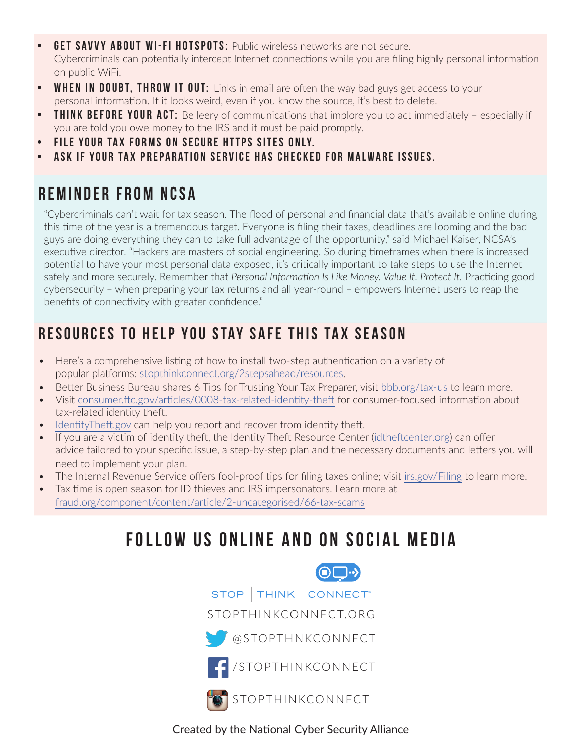- **GET SAVVY ABOUT WI-FI HOTSPOTS:** Public wireless networks are not secure. Cybercriminals can potentially intercept Internet connections while you are filing highly personal information on public WiFi.
- **WHEN IN DOUBT, THROW IT OUT:** Links in email are often the way bad guys get access to your personal information. If it looks weird, even if you know the source, it's best to delete.
- **THINK BEFORE YOUR ACT:** Be leery of communications that implore you to act immediately – especially if you are told you owe money to the IRS and it must be paid promptly.
- **FILE YOUR TAX FORMS ON SECURE HTTPS SITES ONLY.**
- **ASK IF YOUR TAX PREPARATION SERVICE HAS CHECKED FOR MALWARE ISSUES.**

## REMINDER FROM NCSA

"Cybercriminals can't wait for tax season. The flood of personal and financial data that's available online during this time of the year is a tremendous target. Everyone is filing their taxes, deadlines are looming and the bad guys are doing everything they can to take full advantage of the opportunity," said Michael Kaiser, NCSA's executive director. "Hackers are masters of social engineering. So during timeframes when there is increased potential to have your most personal data exposed, it's critically important to take steps to use the Internet safely and more securely. Remember that *Personal Information Is Like Money. Value It. Protect It.* Practicing good cybersecurity – when preparing your tax returns and all year-round – empowers Internet users to reap the benefits of connectivity with greater confidence."

## RESOURCES TO HELP YOU STAY SAFE THIS TAX SEASON

- Here's a comprehensive listing of how to install two-step authentication on a variety of popular platforms: stopthinkconnect.org/2stepsahead/resources.
- Better Business Bureau shares 6 Tips for Trusting Your Tax Preparer, visit bbb.org/tax-us to learn more.
- Visit consumer.ftc.gov/articles/0008-tax-related-identity-theft for consumer-focused information about tax-related identity theft.
- IdentityTheft.gov can help you report and recover from identity theft.
- If you are a victim of identity theft, the Identity Theft Resource Center (idtheftcenter.org) can offer advice tailored to your specific issue, a step-by-step plan and the necessary documents and letters you will need to implement your plan.
- The Internal Revenue Service offers fool-proof tips for filing taxes online; visit irs.gov/Filing to learn more.
- Tax time is open season for ID thieves and IRS impersonators. Learn more at fraud.org/component/content/article/2-uncategorised/66-tax-scams

## FOLLOW US ONLINE AND ON SOCIAL MEDIA

STOP | THINK | CONNECT™

STOPTHINKCONNECT.ORG

@STOPTHNKCONNECT

/STOPTHINKCONNECT

STOPTHINKCONNECT

Created by the National Cyber Security Alliance